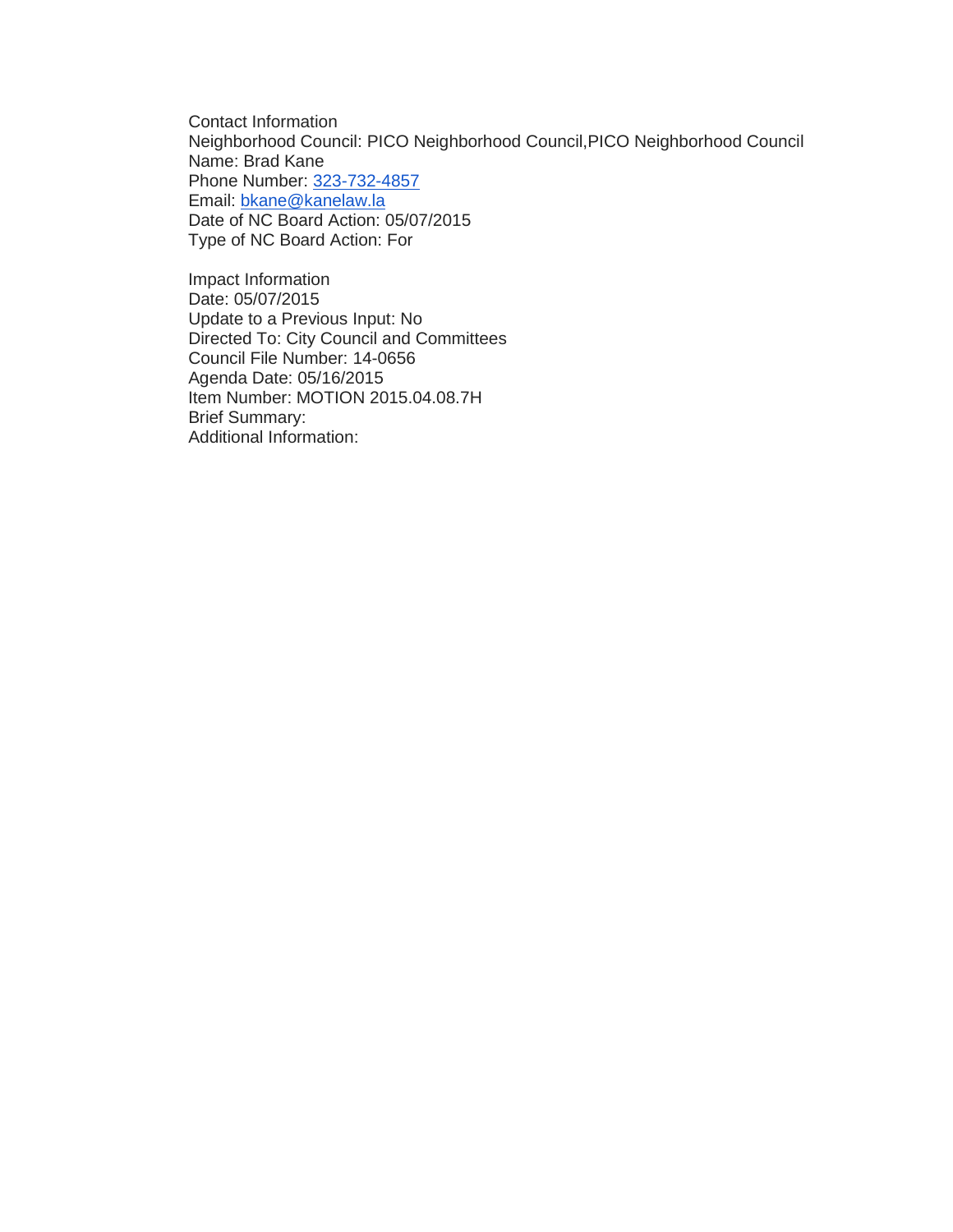Contact Information
Neighborhood Council: PICO Neighborhood Council,PICO Neighborhood Council
Name: Brad Kane
Phone Number: 323-732-4857
Email: bkane@kanelaw.la
Date of NC Board Action: 05/07/2015
Type of NC Board Action: For

Impact Information
Date: 05/07/2015
Update to a Previous Input: No
Directed To: City Council and Committees
Council File Number: 14-0656
Agenda Date: 05/16/2015
Item Number: MOTION 2015.04.08.7H
Brief Summary:
Additional Information: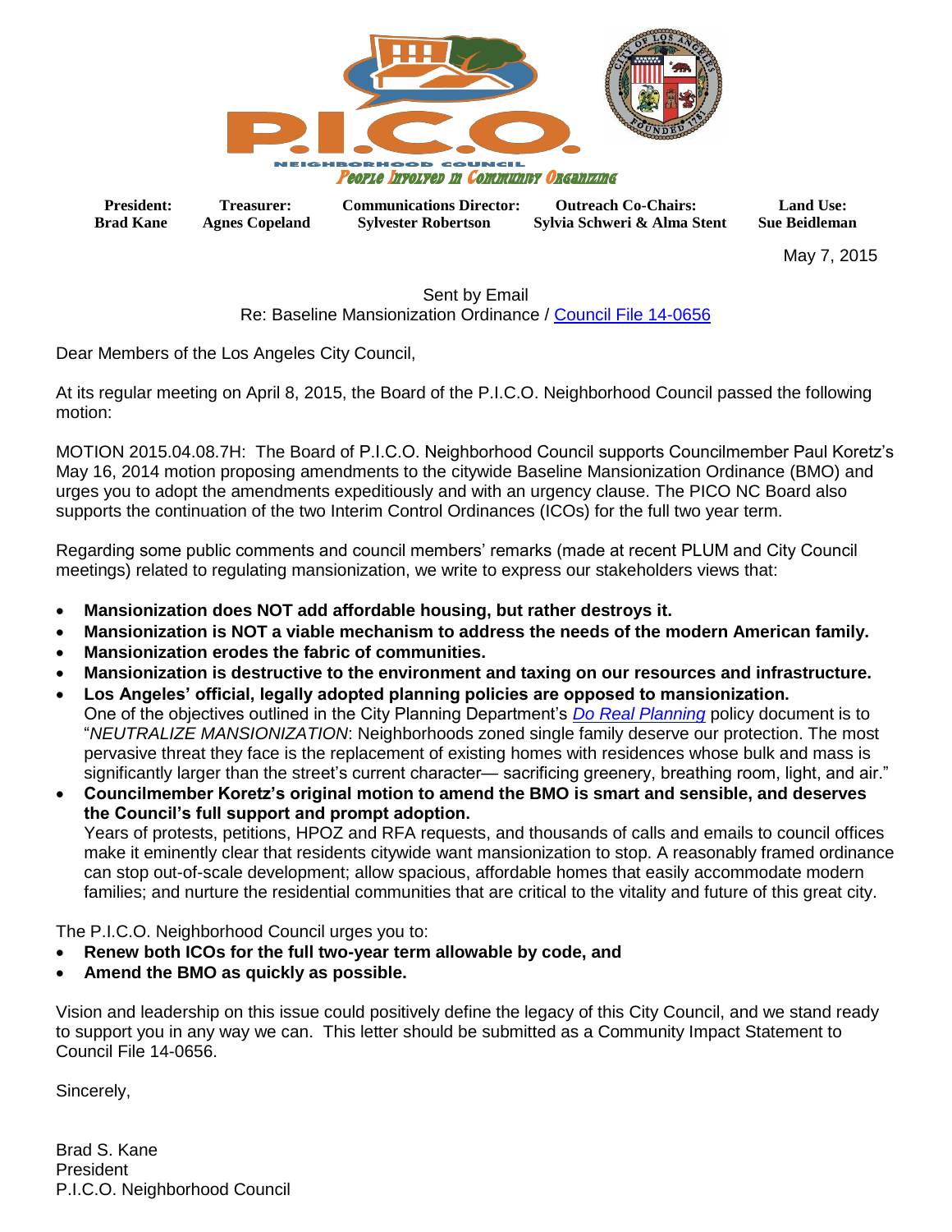NEIGHBORHOOD COUNCIL

People Involved in Community Organizing

| President: | Treasurer: | Communications Director: | Outreach Co-Chairs: | Land Use: |
| --- | --- | --- | --- | --- |
| Brad Kane | Agnes Copeland | Sylvester Robertson | Sylvia Schweri & Alma Stent | Sue Beidleman |

May 7, 2015

Sent by Email
Re: Baseline Mansionization Ordinance / Council File 14-0656

Dear Members of the Los Angeles City Council,

At its regular meeting on April 8, 2015, the Board of the P.I.C.O. Neighborhood Council passed the following motion:

MOTION 2015.04.08.7H: The Board of P.I.C.O. Neighborhood Council supports Councilmember Paul Koretz's May 16, 2014 motion proposing amendments to the citywide Baseline Mansionization Ordinance (BMO) and urges you to adopt the amendments expeditiously and with an urgency clause. The PICO NC Board also supports the continuation of the two Interim Control Ordinances (ICOs) for the full two year term.

Regarding some public comments and council members' remarks (made at recent PLUM and City Council meetings) related to regulating mansionization, we write to express our stakeholders views that:

- **Mansionization does NOT add affordable housing, but rather destroys it.**
- **Mansionization is NOT a viable mechanism to address the needs of the modern American family.**
- **Mansionization erodes the fabric of communities.**
- **Mansionization is destructive to the environment and taxing on our resources and infrastructure.**
- **Los Angeles' official, legally adopted planning policies are opposed to mansionization.**
  One of the objectives outlined in the City Planning Department's *Do Real Planning* policy document is to "*NEUTRALIZE MANSIONIZATION*: Neighborhoods zoned single family deserve our protection. The most pervasive threat they face is the replacement of existing homes with residences whose bulk and mass is significantly larger than the street's current character— sacrificing greenery, breathing room, light, and air."
- **Councilmember Koretz's original motion to amend the BMO is smart and sensible, and deserves the Council's full support and prompt adoption.**
  Years of protests, petitions, HPOZ and RFA requests, and thousands of calls and emails to council offices make it eminently clear that residents citywide want mansionization to stop. A reasonably framed ordinance can stop out-of-scale development; allow spacious, affordable homes that easily accommodate modern families; and nurture the residential communities that are critical to the vitality and future of this great city.

The P.I.C.O. Neighborhood Council urges you to:

- **Renew both ICOs for the full two-year term allowable by code, and**
- **Amend the BMO as quickly as possible.**

Vision and leadership on this issue could positively define the legacy of this City Council, and we stand ready to support you in any way we can. This letter should be submitted as a Community Impact Statement to Council File 14-0656.

Sincerely,

Brad S. Kane
President
P.I.C.O. Neighborhood Council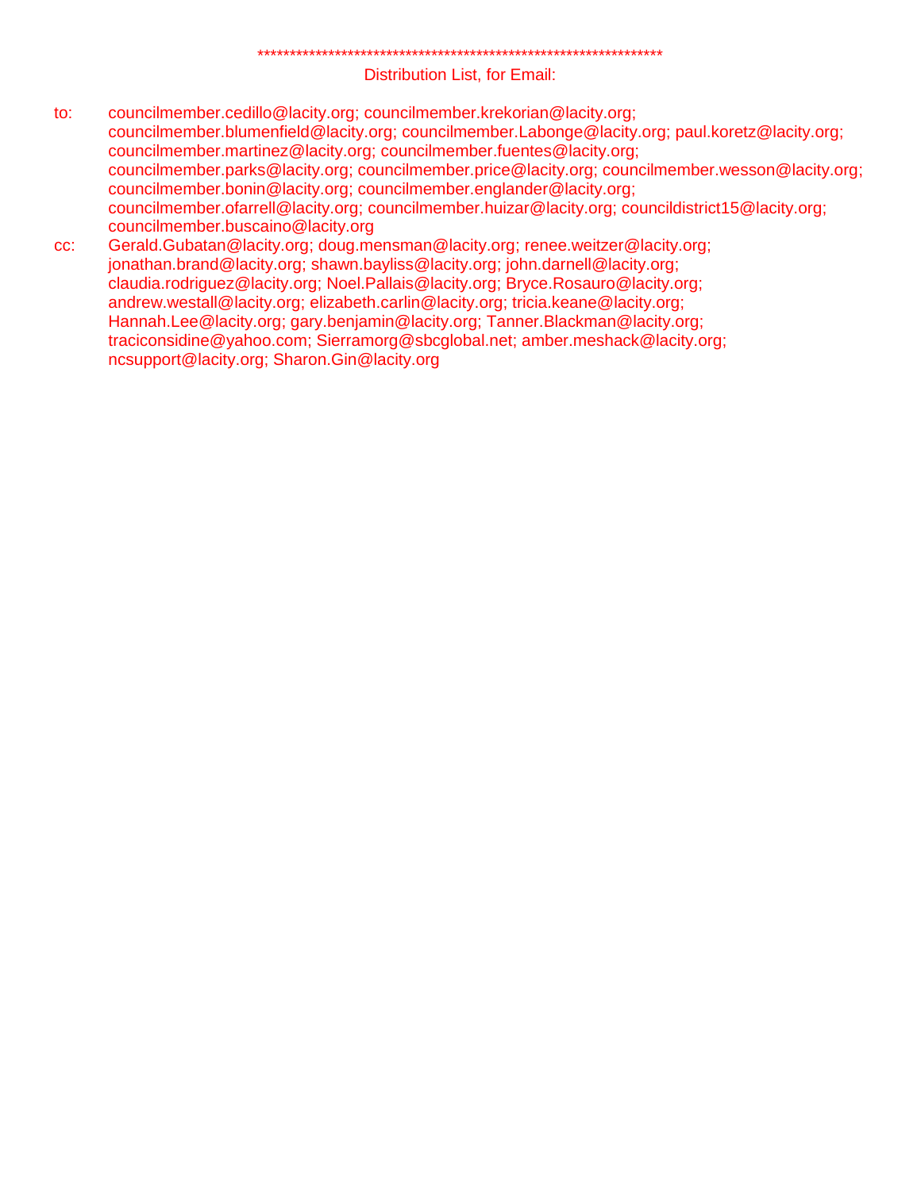\*\*\*\*\*\*\*\*\*\*\*\*\*\*\*\*\*\*\*\*\*\*\*\*\*\*\*\*\*\*\*\*\*\*\*\*\*\*\*\*\*\*\*\*\*\*\*\*\*\*\*\*\*\*\*\*\*\*\*\*\*\*\*\*\*\*\*\*\*\*

Distribution List, for Email:

to: councilmember.cedillo@lacity.org; councilmember.krekorian@lacity.org; councilmember.blumenfield@lacity.org; councilmember.Labonge@lacity.org; paul.koretz@lacity.org; councilmember.martinez@lacity.org; councilmember.fuentes@lacity.org; councilmember.parks@lacity.org; councilmember.price@lacity.org; councilmember.wesson@lacity.org; councilmember.bonin@lacity.org; councilmember.englander@lacity.org; councilmember.ofarrell@lacity.org; councilmember.huizar@lacity.org; councildistrict15@lacity.org; councilmember.buscaino@lacity.org

cc: Gerald.Gubatan@lacity.org; doug.mensman@lacity.org; renee.weitzer@lacity.org; jonathan.brand@lacity.org; shawn.bayliss@lacity.org; john.darnell@lacity.org; claudia.rodriguez@lacity.org; Noel.Pallais@lacity.org; Bryce.Rosauro@lacity.org; andrew.westall@lacity.org; elizabeth.carlin@lacity.org; tricia.keane@lacity.org; Hannah.Lee@lacity.org; gary.benjamin@lacity.org; Tanner.Blackman@lacity.org; traciconsidine@yahoo.com; Sierramorg@sbcglobal.net; amber.meshack@lacity.org; ncsupport@lacity.org; Sharon.Gin@lacity.org